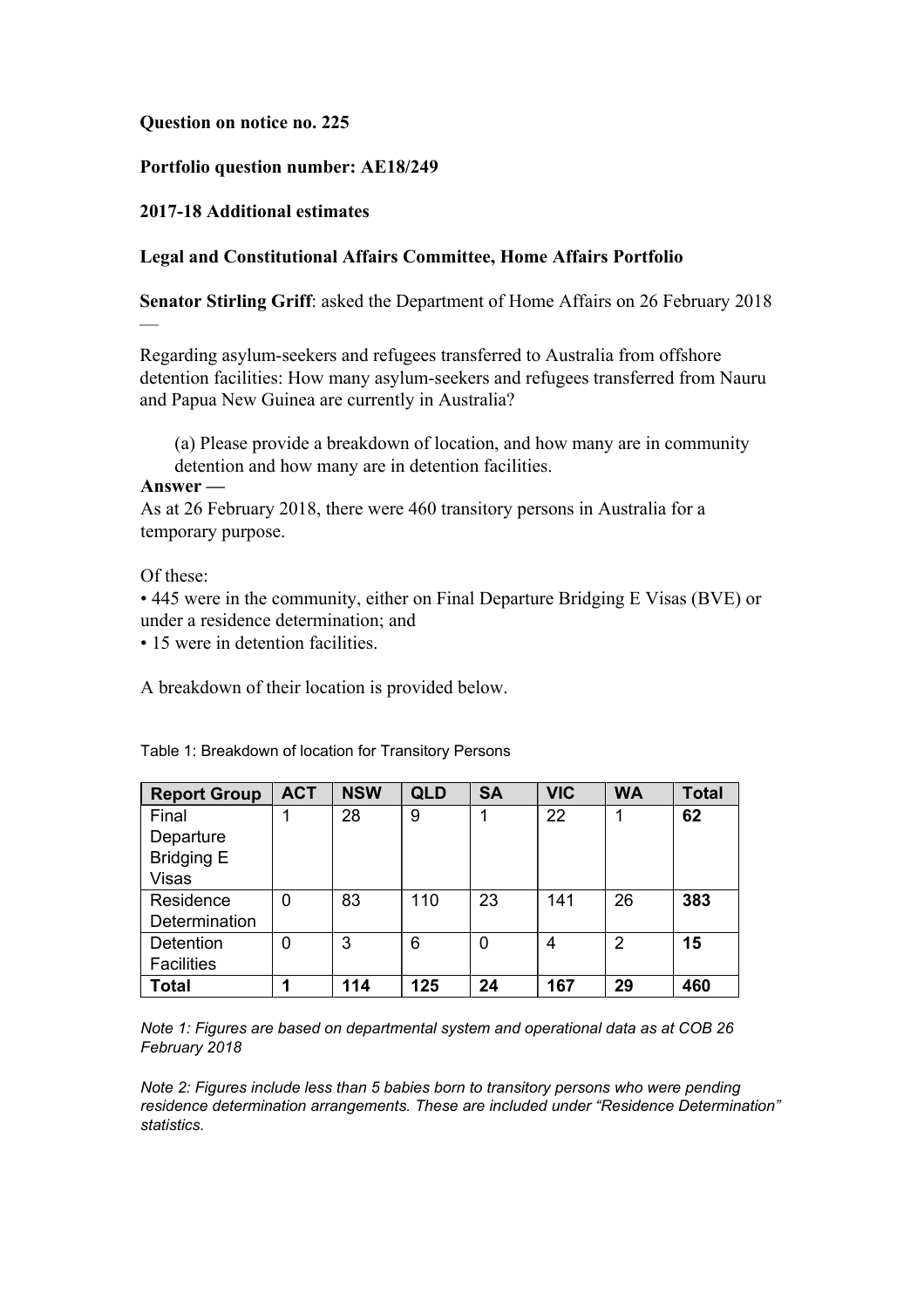**Question on notice no. 225**

**Portfolio question number: AE18/249**

**2017-18 Additional estimates**

**Legal and Constitutional Affairs Committee, Home Affairs Portfolio**

**Senator Stirling Griff**: asked the Department of Home Affairs on 26 February 2018 —

Regarding asylum-seekers and refugees transferred to Australia from offshore detention facilities: How many asylum-seekers and refugees transferred from Nauru and Papua New Guinea are currently in Australia?

(a) Please provide a breakdown of location, and how many are in community detention and how many are in detention facilities.

**Answer —**

As at 26 February 2018, there were 460 transitory persons in Australia for a temporary purpose.

Of these:

- 445 were in the community, either on Final Departure Bridging E Visas (BVE) or under a residence determination; and
- 15 were in detention facilities.

A breakdown of their location is provided below.

Table 1: Breakdown of location for Transitory Persons

| Report Group | ACT | NSW | QLD | SA | VIC | WA | Total |
|---|---|---|---|---|---|---|---|
| Final Departure Bridging E Visas | 1 | 28 | 9 | 1 | 22 | 1 | **62** |
| Residence Determination | 0 | 83 | 110 | 23 | 141 | 26 | **383** |
| Detention Facilities | 0 | 3 | 6 | 0 | 4 | 2 | **15** |
| **Total** | **1** | **114** | **125** | **24** | **167** | **29** | **460** |

*Note 1: Figures are based on departmental system and operational data as at COB 26 February 2018*

*Note 2: Figures include less than 5 babies born to transitory persons who were pending residence determination arrangements. These are included under "Residence Determination" statistics.*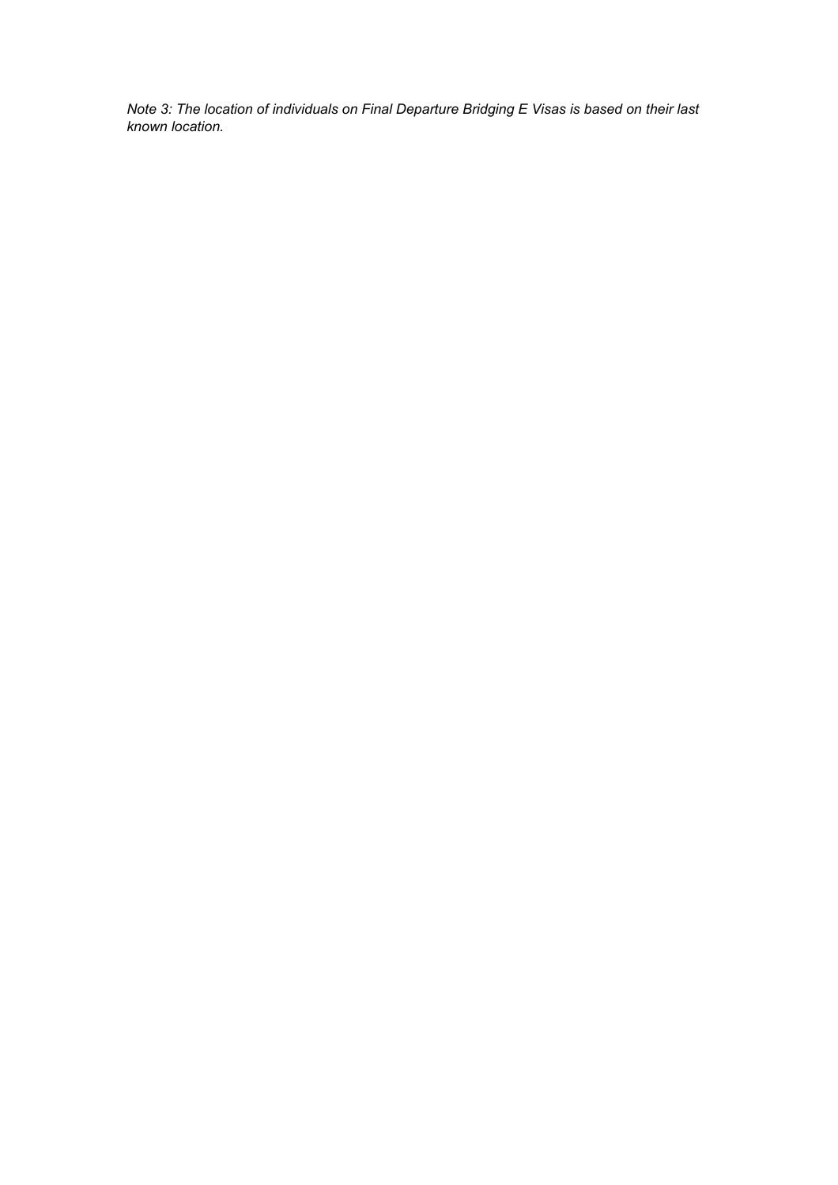*Note 3: The location of individuals on Final Departure Bridging E Visas is based on their last known location.*